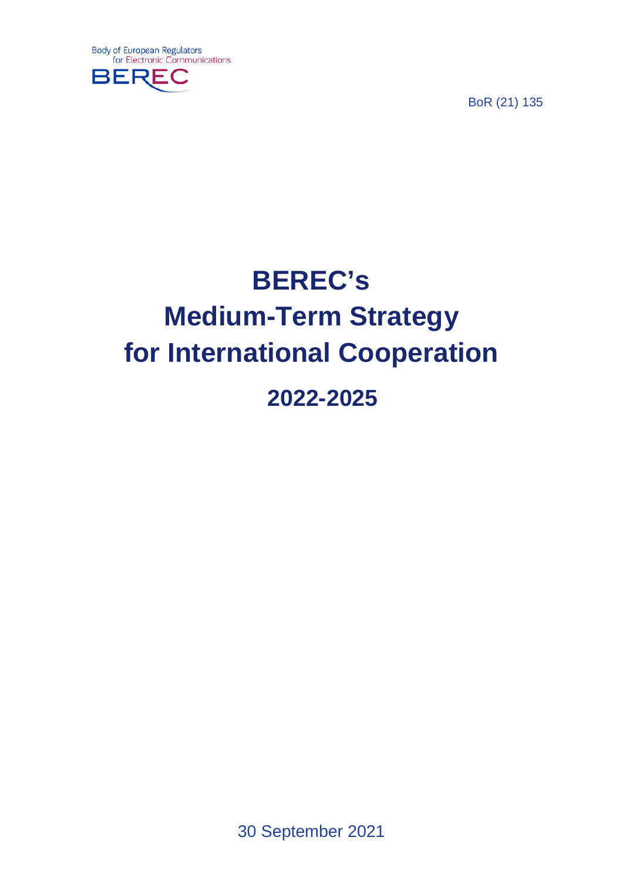Body of European Regulators for Electronic Communications

BEREC

BoR (21) 135

# BEREC's Medium-Term Strategy for International Cooperation

## 2022-2025

30 September 2021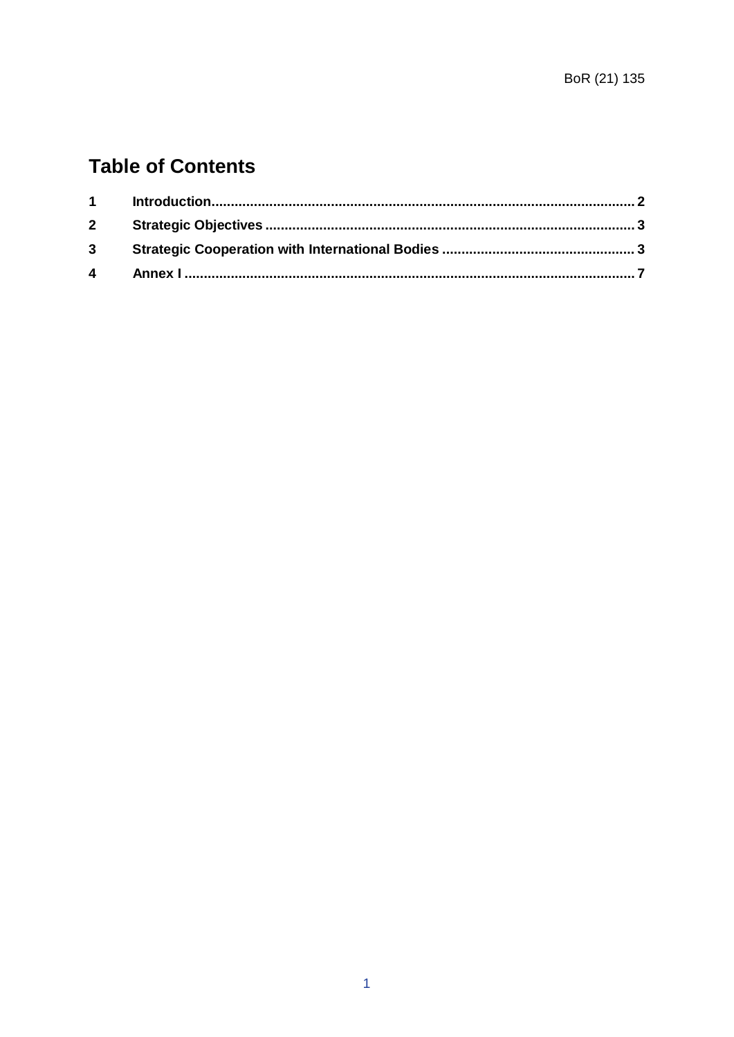# Table of Contents

| | | |
|---|---|---|
| 1 | Introduction | 2 |
| 2 | Strategic Objectives | 3 |
| 3 | Strategic Cooperation with International Bodies | 3 |
| 4 | Annex I | 7 |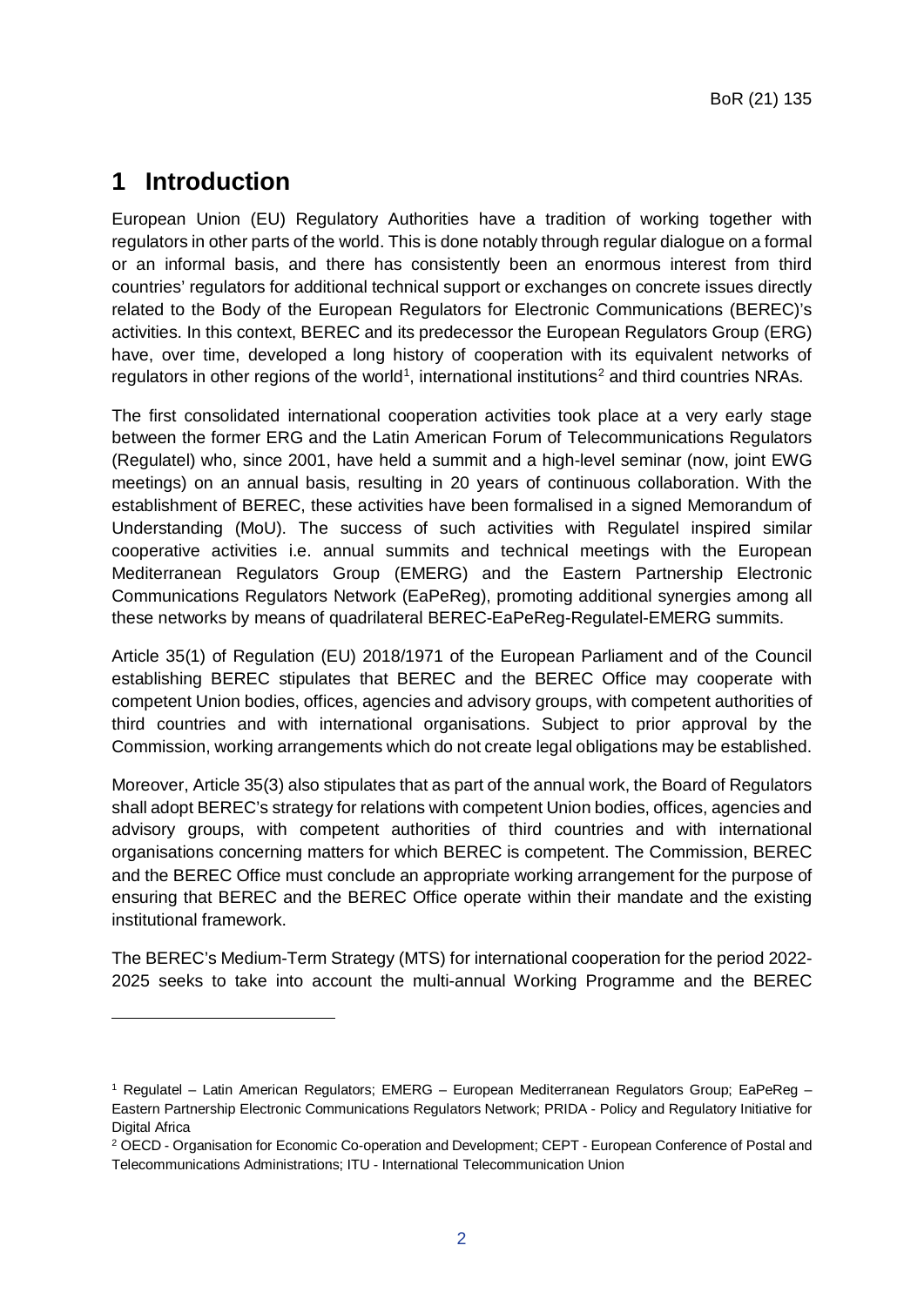# 1 Introduction

European Union (EU) Regulatory Authorities have a tradition of working together with regulators in other parts of the world. This is done notably through regular dialogue on a formal or an informal basis, and there has consistently been an enormous interest from third countries' regulators for additional technical support or exchanges on concrete issues directly related to the Body of the European Regulators for Electronic Communications (BEREC)'s activities. In this context, BEREC and its predecessor the European Regulators Group (ERG) have, over time, developed a long history of cooperation with its equivalent networks of regulators in other regions of the world[1], international institutions[2] and third countries NRAs.

The first consolidated international cooperation activities took place at a very early stage between the former ERG and the Latin American Forum of Telecommunications Regulators (Regulatel) who, since 2001, have held a summit and a high-level seminar (now, joint EWG meetings) on an annual basis, resulting in 20 years of continuous collaboration. With the establishment of BEREC, these activities have been formalised in a signed Memorandum of Understanding (MoU). The success of such activities with Regulatel inspired similar cooperative activities i.e. annual summits and technical meetings with the European Mediterranean Regulators Group (EMERG) and the Eastern Partnership Electronic Communications Regulators Network (EaPeReg), promoting additional synergies among all these networks by means of quadrilateral BEREC-EaPeReg-Regulatel-EMERG summits.

Article 35(1) of Regulation (EU) 2018/1971 of the European Parliament and of the Council establishing BEREC stipulates that BEREC and the BEREC Office may cooperate with competent Union bodies, offices, agencies and advisory groups, with competent authorities of third countries and with international organisations. Subject to prior approval by the Commission, working arrangements which do not create legal obligations may be established.

Moreover, Article 35(3) also stipulates that as part of the annual work, the Board of Regulators shall adopt BEREC's strategy for relations with competent Union bodies, offices, agencies and advisory groups, with competent authorities of third countries and with international organisations concerning matters for which BEREC is competent. The Commission, BEREC and the BEREC Office must conclude an appropriate working arrangement for the purpose of ensuring that BEREC and the BEREC Office operate within their mandate and the existing institutional framework.

The BEREC's Medium-Term Strategy (MTS) for international cooperation for the period 2022-2025 seeks to take into account the multi-annual Working Programme and the BEREC

[1] Regulatel – Latin American Regulators; EMERG – European Mediterranean Regulators Group; EaPeReg – Eastern Partnership Electronic Communications Regulators Network; PRIDA - Policy and Regulatory Initiative for Digital Africa

[2] OECD - Organisation for Economic Co-operation and Development; CEPT - European Conference of Postal and Telecommunications Administrations; ITU - International Telecommunication Union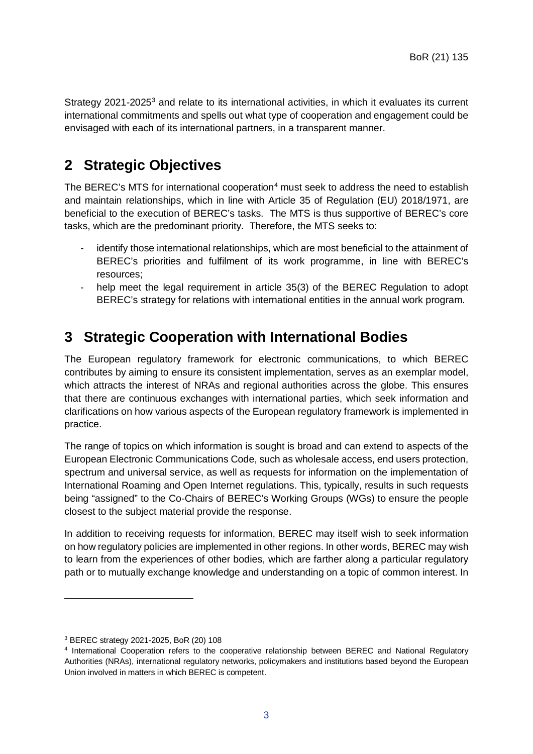Strategy 2021-2025[3] and relate to its international activities, in which it evaluates its current international commitments and spells out what type of cooperation and engagement could be envisaged with each of its international partners, in a transparent manner.

# 2 Strategic Objectives

The BEREC's MTS for international cooperation[4] must seek to address the need to establish and maintain relationships, which in line with Article 35 of Regulation (EU) 2018/1971, are beneficial to the execution of BEREC's tasks. The MTS is thus supportive of BEREC's core tasks, which are the predominant priority. Therefore, the MTS seeks to:

- identify those international relationships, which are most beneficial to the attainment of BEREC's priorities and fulfilment of its work programme, in line with BEREC's resources;
- help meet the legal requirement in article 35(3) of the BEREC Regulation to adopt BEREC's strategy for relations with international entities in the annual work program.

# 3 Strategic Cooperation with International Bodies

The European regulatory framework for electronic communications, to which BEREC contributes by aiming to ensure its consistent implementation, serves as an exemplar model, which attracts the interest of NRAs and regional authorities across the globe. This ensures that there are continuous exchanges with international parties, which seek information and clarifications on how various aspects of the European regulatory framework is implemented in practice.

The range of topics on which information is sought is broad and can extend to aspects of the European Electronic Communications Code, such as wholesale access, end users protection, spectrum and universal service, as well as requests for information on the implementation of International Roaming and Open Internet regulations. This, typically, results in such requests being "assigned" to the Co-Chairs of BEREC's Working Groups (WGs) to ensure the people closest to the subject material provide the response.

In addition to receiving requests for information, BEREC may itself wish to seek information on how regulatory policies are implemented in other regions. In other words, BEREC may wish to learn from the experiences of other bodies, which are farther along a particular regulatory path or to mutually exchange knowledge and understanding on a topic of common interest. In

[3] BEREC strategy 2021-2025, BoR (20) 108

[4] International Cooperation refers to the cooperative relationship between BEREC and National Regulatory Authorities (NRAs), international regulatory networks, policymakers and institutions based beyond the European Union involved in matters in which BEREC is competent.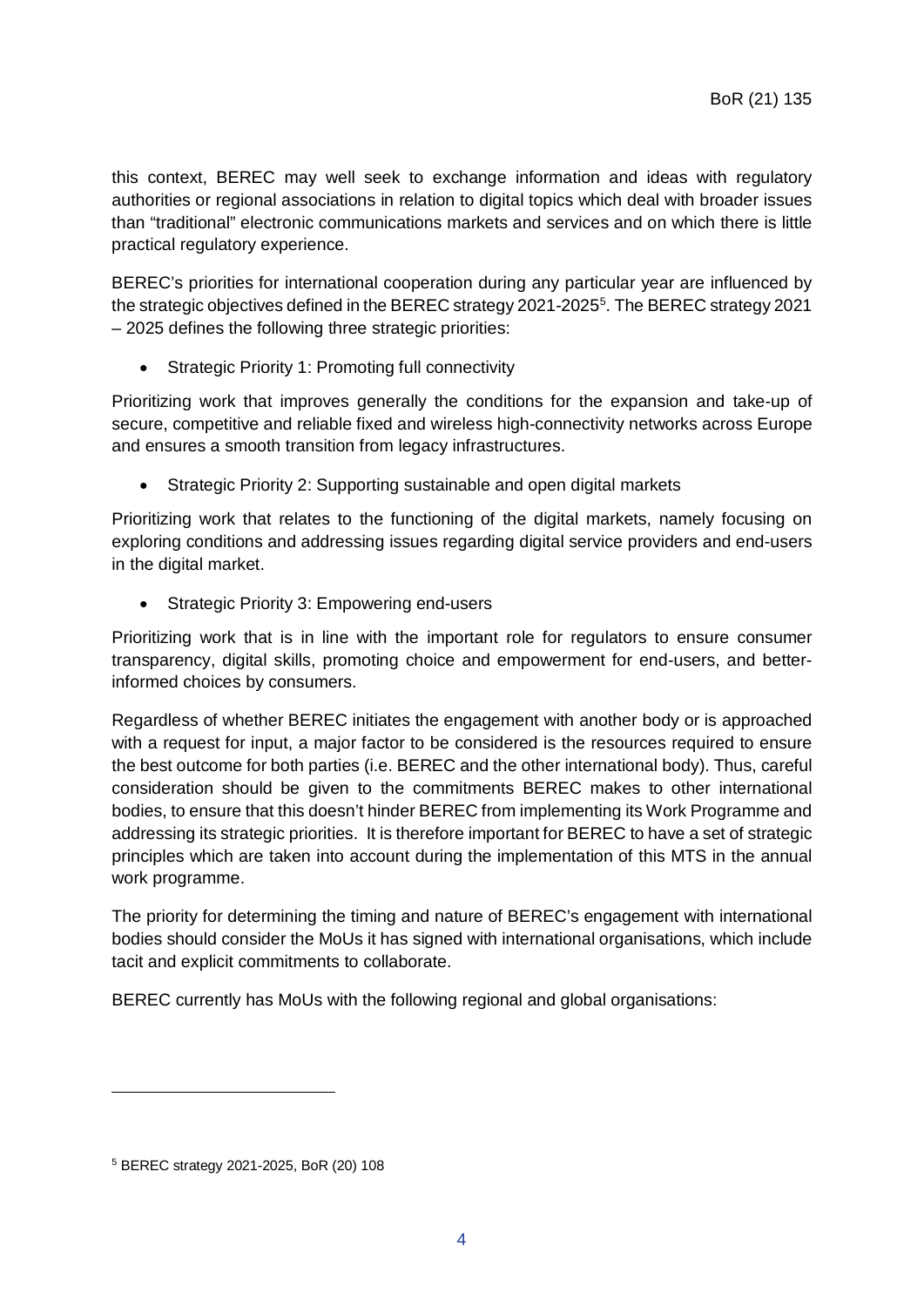this context, BEREC may well seek to exchange information and ideas with regulatory authorities or regional associations in relation to digital topics which deal with broader issues than "traditional" electronic communications markets and services and on which there is little practical regulatory experience.

BEREC's priorities for international cooperation during any particular year are influenced by the strategic objectives defined in the BEREC strategy 2021-2025[5]. The BEREC strategy 2021 – 2025 defines the following three strategic priorities:

- Strategic Priority 1: Promoting full connectivity

Prioritizing work that improves generally the conditions for the expansion and take-up of secure, competitive and reliable fixed and wireless high-connectivity networks across Europe and ensures a smooth transition from legacy infrastructures.

- Strategic Priority 2: Supporting sustainable and open digital markets

Prioritizing work that relates to the functioning of the digital markets, namely focusing on exploring conditions and addressing issues regarding digital service providers and end-users in the digital market.

- Strategic Priority 3: Empowering end-users

Prioritizing work that is in line with the important role for regulators to ensure consumer transparency, digital skills, promoting choice and empowerment for end-users, and better-informed choices by consumers.

Regardless of whether BEREC initiates the engagement with another body or is approached with a request for input, a major factor to be considered is the resources required to ensure the best outcome for both parties (i.e. BEREC and the other international body). Thus, careful consideration should be given to the commitments BEREC makes to other international bodies, to ensure that this doesn't hinder BEREC from implementing its Work Programme and addressing its strategic priorities. It is therefore important for BEREC to have a set of strategic principles which are taken into account during the implementation of this MTS in the annual work programme.

The priority for determining the timing and nature of BEREC's engagement with international bodies should consider the MoUs it has signed with international organisations, which include tacit and explicit commitments to collaborate.

BEREC currently has MoUs with the following regional and global organisations:

[5] BEREC strategy 2021-2025, BoR (20) 108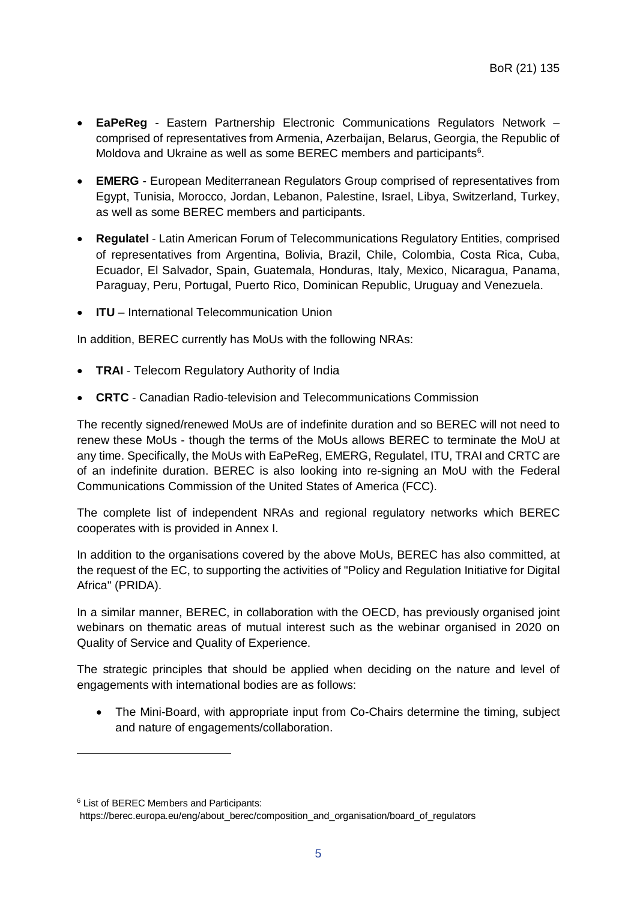- **EaPeReg** - Eastern Partnership Electronic Communications Regulators Network – comprised of representatives from Armenia, Azerbaijan, Belarus, Georgia, the Republic of Moldova and Ukraine as well as some BEREC members and participants[6].
- **EMERG** - European Mediterranean Regulators Group comprised of representatives from Egypt, Tunisia, Morocco, Jordan, Lebanon, Palestine, Israel, Libya, Switzerland, Turkey, as well as some BEREC members and participants.
- **Regulatel** - Latin American Forum of Telecommunications Regulatory Entities, comprised of representatives from Argentina, Bolivia, Brazil, Chile, Colombia, Costa Rica, Cuba, Ecuador, El Salvador, Spain, Guatemala, Honduras, Italy, Mexico, Nicaragua, Panama, Paraguay, Peru, Portugal, Puerto Rico, Dominican Republic, Uruguay and Venezuela.
- **ITU** – International Telecommunication Union

In addition, BEREC currently has MoUs with the following NRAs:

- **TRAI** - Telecom Regulatory Authority of India
- **CRTC** - Canadian Radio-television and Telecommunications Commission

The recently signed/renewed MoUs are of indefinite duration and so BEREC will not need to renew these MoUs - though the terms of the MoUs allows BEREC to terminate the MoU at any time. Specifically, the MoUs with EaPeReg, EMERG, Regulatel, ITU, TRAI and CRTC are of an indefinite duration. BEREC is also looking into re-signing an MoU with the Federal Communications Commission of the United States of America (FCC).

The complete list of independent NRAs and regional regulatory networks which BEREC cooperates with is provided in Annex I.

In addition to the organisations covered by the above MoUs, BEREC has also committed, at the request of the EC, to supporting the activities of "Policy and Regulation Initiative for Digital Africa" (PRIDA).

In a similar manner, BEREC, in collaboration with the OECD, has previously organised joint webinars on thematic areas of mutual interest such as the webinar organised in 2020 on Quality of Service and Quality of Experience.

The strategic principles that should be applied when deciding on the nature and level of engagements with international bodies are as follows:

- The Mini-Board, with appropriate input from Co-Chairs determine the timing, subject and nature of engagements/collaboration.

[6] List of BEREC Members and Participants: https://berec.europa.eu/eng/about_berec/composition_and_organisation/board_of_regulators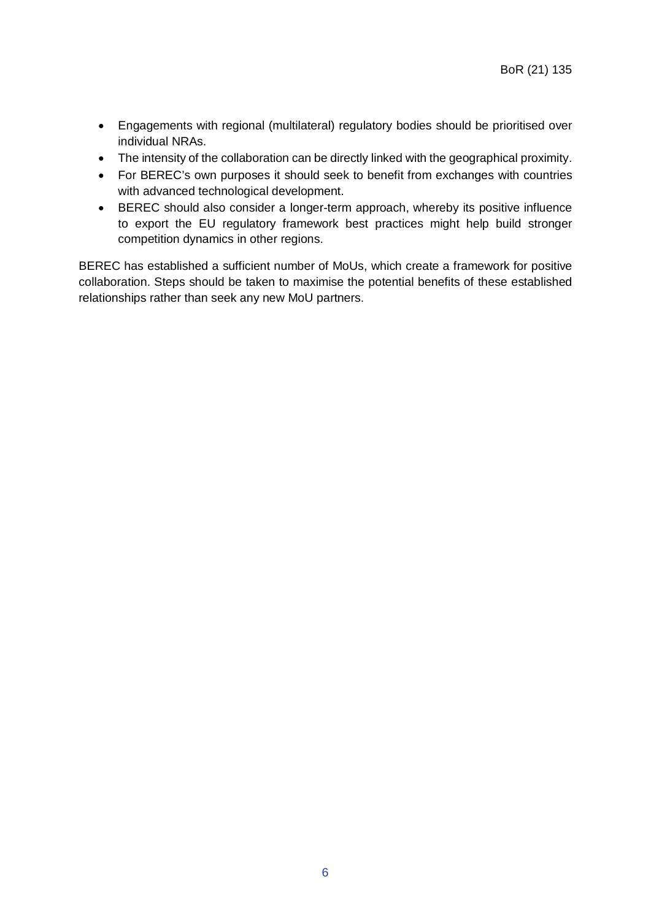- Engagements with regional (multilateral) regulatory bodies should be prioritised over individual NRAs.
- The intensity of the collaboration can be directly linked with the geographical proximity.
- For BEREC's own purposes it should seek to benefit from exchanges with countries with advanced technological development.
- BEREC should also consider a longer-term approach, whereby its positive influence to export the EU regulatory framework best practices might help build stronger competition dynamics in other regions.

BEREC has established a sufficient number of MoUs, which create a framework for positive collaboration. Steps should be taken to maximise the potential benefits of these established relationships rather than seek any new MoU partners.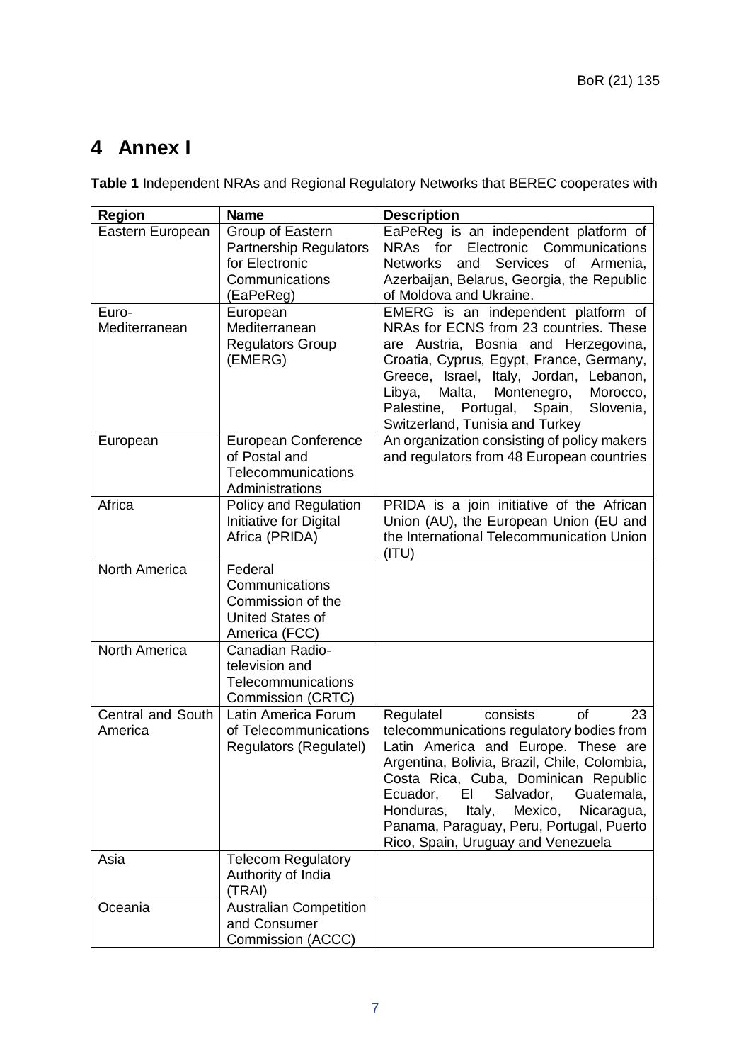# 4 Annex I

**Table 1** Independent NRAs and Regional Regulatory Networks that BEREC cooperates with

| Region | Name | Description |
|---|---|---|
| Eastern European | Group of Eastern Partnership Regulators for Electronic Communications (EaPeReg) | EaPeReg is an independent platform of NRAs for Electronic Communications Networks and Services of Armenia, Azerbaijan, Belarus, Georgia, the Republic of Moldova and Ukraine. |
| Euro-Mediterranean | European Mediterranean Regulators Group (EMERG) | EMERG is an independent platform of NRAs for ECNS from 23 countries. These are Austria, Bosnia and Herzegovina, Croatia, Cyprus, Egypt, France, Germany, Greece, Israel, Italy, Jordan, Lebanon, Libya, Malta, Montenegro, Morocco, Palestine, Portugal, Spain, Slovenia, Switzerland, Tunisia and Turkey |
| European | European Conference of Postal and Telecommunications Administrations | An organization consisting of policy makers and regulators from 48 European countries |
| Africa | Policy and Regulation Initiative for Digital Africa (PRIDA) | PRIDA is a join initiative of the African Union (AU), the European Union (EU and the International Telecommunication Union (ITU) |
| North America | Federal Communications Commission of the United States of America (FCC) | |
| North America | Canadian Radio-television and Telecommunications Commission (CRTC) | |
| Central and South America | Latin America Forum of Telecommunications Regulators (Regulatel) | Regulatel consists of 23 telecommunications regulatory bodies from Latin America and Europe. These are Argentina, Bolivia, Brazil, Chile, Colombia, Costa Rica, Cuba, Dominican Republic Ecuador, El Salvador, Guatemala, Honduras, Italy, Mexico, Nicaragua, Panama, Paraguay, Peru, Portugal, Puerto Rico, Spain, Uruguay and Venezuela |
| Asia | Telecom Regulatory Authority of India (TRAI) | |
| Oceania | Australian Competition and Consumer Commission (ACCC) | |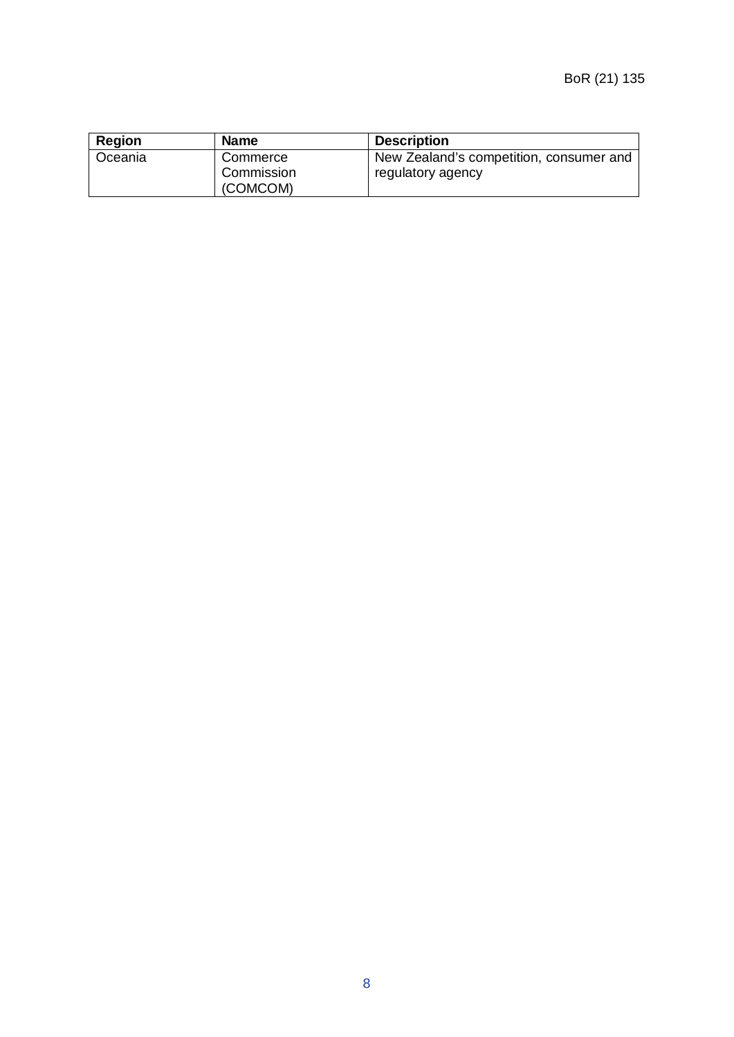| Region | Name | Description |
|---|---|---|
| Oceania | Commerce Commission (COMCOM) | New Zealand's competition, consumer and regulatory agency |